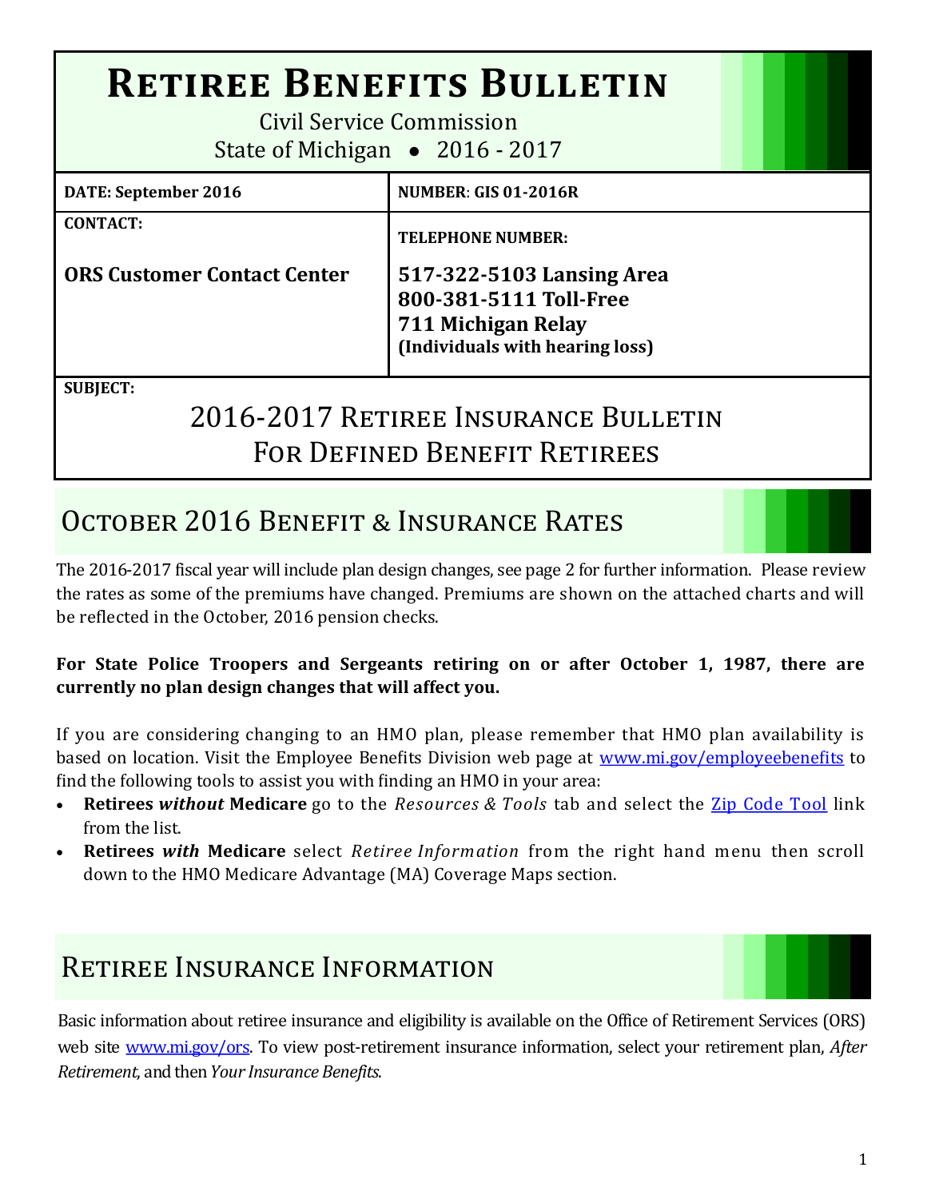# Retiree Benefits Bulletin

Civil Service Commission
State of Michigan • 2016 - 2017

| **DATE: September 2016** | **NUMBER: GIS 01-2016R** |
| --- | --- |
| **CONTACT:**<br><br>**ORS Customer Contact Center** | **TELEPHONE NUMBER:**<br><br>**517-322-5103 Lansing Area**<br>**800-381-5111 Toll-Free**<br>**711 Michigan Relay**<br>**(Individuals with hearing loss)** |

**SUBJECT:**

## 2016-2017 Retiree Insurance Bulletin For Defined Benefit Retirees

## October 2016 Benefit & Insurance Rates

The 2016-2017 fiscal year will include plan design changes, see page 2 for further information. Please review the rates as some of the premiums have changed. Premiums are shown on the attached charts and will be reflected in the October, 2016 pension checks.

**For State Police Troopers and Sergeants retiring on or after October 1, 1987, there are currently no plan design changes that will affect you.**

If you are considering changing to an HMO plan, please remember that HMO plan availability is based on location. Visit the Employee Benefits Division web page at www.mi.gov/employeebenefits to find the following tools to assist you with finding an HMO in your area:

- **Retirees *without* Medicare** go to the *Resources & Tools* tab and select the Zip Code Tool link from the list.
- **Retirees *with* Medicare** select *Retiree Information* from the right hand menu then scroll down to the HMO Medicare Advantage (MA) Coverage Maps section.

## Retiree Insurance Information

Basic information about retiree insurance and eligibility is available on the Office of Retirement Services (ORS) web site www.mi.gov/ors. To view post-retirement insurance information, select your retirement plan, *After Retirement*, and then *Your Insurance Benefits.*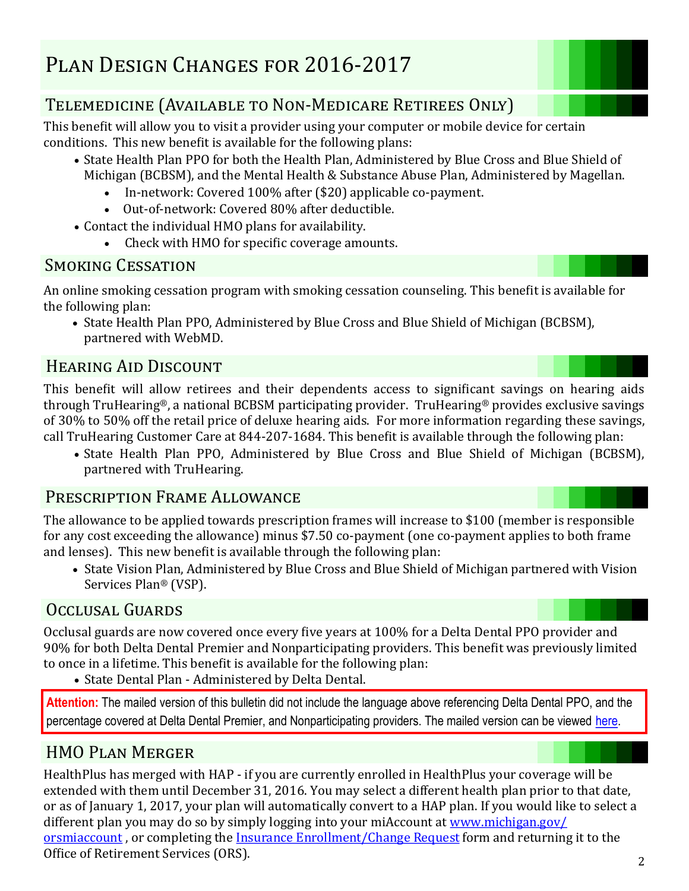# Plan Design Changes for 2016-2017

## Telemedicine (Available to Non-Medicare Retirees Only)

This benefit will allow you to visit a provider using your computer or mobile device for certain conditions. This new benefit is available for the following plans:

- State Health Plan PPO for both the Health Plan, Administered by Blue Cross and Blue Shield of Michigan (BCBSM), and the Mental Health & Substance Abuse Plan, Administered by Magellan.
  - In-network: Covered 100% after ($20) applicable co-payment.
  - Out-of-network: Covered 80% after deductible.
- Contact the individual HMO plans for availability.
  - Check with HMO for specific coverage amounts.

## Smoking Cessation

An online smoking cessation program with smoking cessation counseling. This benefit is available for the following plan:

- State Health Plan PPO, Administered by Blue Cross and Blue Shield of Michigan (BCBSM), partnered with WebMD.

## Hearing Aid Discount

This benefit will allow retirees and their dependents access to significant savings on hearing aids through TruHearing®, a national BCBSM participating provider. TruHearing® provides exclusive savings of 30% to 50% off the retail price of deluxe hearing aids. For more information regarding these savings, call TruHearing Customer Care at 844-207-1684. This benefit is available through the following plan:

- State Health Plan PPO, Administered by Blue Cross and Blue Shield of Michigan (BCBSM), partnered with TruHearing.

## Prescription Frame Allowance

The allowance to be applied towards prescription frames will increase to $100 (member is responsible for any cost exceeding the allowance) minus $7.50 co-payment (one co-payment applies to both frame and lenses). This new benefit is available through the following plan:

- State Vision Plan, Administered by Blue Cross and Blue Shield of Michigan partnered with Vision Services Plan® (VSP).

## Occlusal Guards

Occlusal guards are now covered once every five years at 100% for a Delta Dental PPO provider and 90% for both Delta Dental Premier and Nonparticipating providers. This benefit was previously limited to once in a lifetime. This benefit is available for the following plan:

- State Dental Plan - Administered by Delta Dental.

**Attention:** The mailed version of this bulletin did not include the language above referencing Delta Dental PPO, and the percentage covered at Delta Dental Premier, and Nonparticipating providers. The mailed version can be viewed here.

## HMO Plan Merger

HealthPlus has merged with HAP - if you are currently enrolled in HealthPlus your coverage will be extended with them until December 31, 2016. You may select a different health plan prior to that date, or as of January 1, 2017, your plan will automatically convert to a HAP plan. If you would like to select a different plan you may do so by simply logging into your miAccount at www.michigan.gov/orsmiaccount , or completing the Insurance Enrollment/Change Request form and returning it to the Office of Retirement Services (ORS).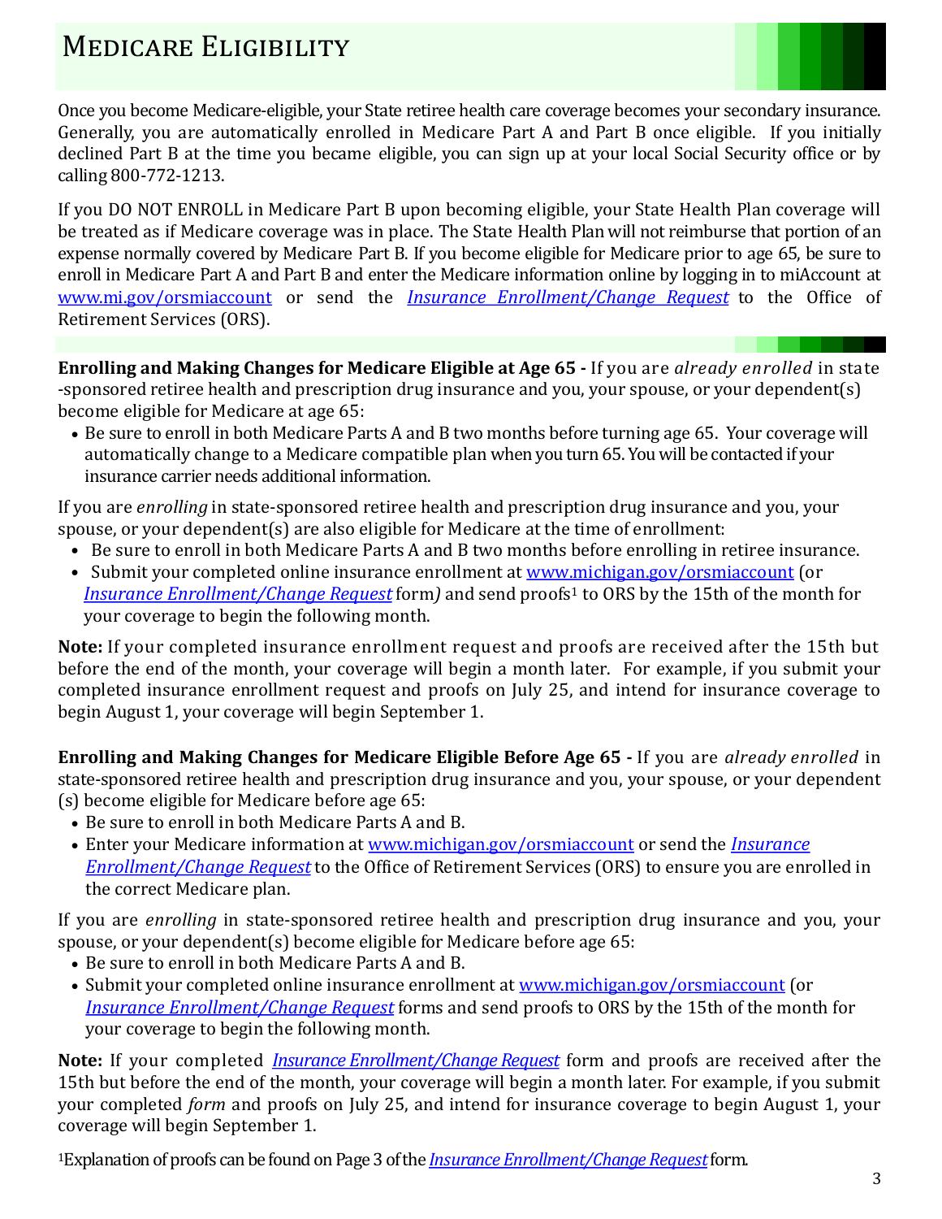# Medicare Eligibility

Once you become Medicare-eligible, your State retiree health care coverage becomes your secondary insurance. Generally, you are automatically enrolled in Medicare Part A and Part B once eligible. If you initially declined Part B at the time you became eligible, you can sign up at your local Social Security office or by calling 800-772-1213.

If you DO NOT ENROLL in Medicare Part B upon becoming eligible, your State Health Plan coverage will be treated as if Medicare coverage was in place. The State Health Plan will not reimburse that portion of an expense normally covered by Medicare Part B. If you become eligible for Medicare prior to age 65, be sure to enroll in Medicare Part A and Part B and enter the Medicare information online by logging in to miAccount at www.mi.gov/orsmiaccount or send the *Insurance Enrollment/Change Request* to the Office of Retirement Services (ORS).

**Enrolling and Making Changes for Medicare Eligible at Age 65 -** If you are *already enrolled* in state-sponsored retiree health and prescription drug insurance and you, your spouse, or your dependent(s) become eligible for Medicare at age 65:

- Be sure to enroll in both Medicare Parts A and B two months before turning age 65. Your coverage will automatically change to a Medicare compatible plan when you turn 65. You will be contacted if your insurance carrier needs additional information.

If you are *enrolling* in state-sponsored retiree health and prescription drug insurance and you, your spouse, or your dependent(s) are also eligible for Medicare at the time of enrollment:

- Be sure to enroll in both Medicare Parts A and B two months before enrolling in retiree insurance.
- Submit your completed online insurance enrollment at www.michigan.gov/orsmiaccount (or *Insurance Enrollment/Change Request* form) and send proofs[1] to ORS by the 15th of the month for your coverage to begin the following month.

**Note:** If your completed insurance enrollment request and proofs are received after the 15th but before the end of the month, your coverage will begin a month later. For example, if you submit your completed insurance enrollment request and proofs on July 25, and intend for insurance coverage to begin August 1, your coverage will begin September 1.

**Enrolling and Making Changes for Medicare Eligible Before Age 65 -** If you are *already enrolled* in state-sponsored retiree health and prescription drug insurance and you, your spouse, or your dependent (s) become eligible for Medicare before age 65:

- Be sure to enroll in both Medicare Parts A and B.
- Enter your Medicare information at www.michigan.gov/orsmiaccount or send the *Insurance Enrollment/Change Request* to the Office of Retirement Services (ORS) to ensure you are enrolled in the correct Medicare plan.

If you are *enrolling* in state-sponsored retiree health and prescription drug insurance and you, your spouse, or your dependent(s) become eligible for Medicare before age 65:

- Be sure to enroll in both Medicare Parts A and B.
- Submit your completed online insurance enrollment at www.michigan.gov/orsmiaccount (or *Insurance Enrollment/Change Request* forms and send proofs to ORS by the 15th of the month for your coverage to begin the following month.

**Note:** If your completed *Insurance Enrollment/Change Request* form and proofs are received after the 15th but before the end of the month, your coverage will begin a month later. For example, if you submit your completed *form* and proofs on July 25, and intend for insurance coverage to begin August 1, your coverage will begin September 1.

[1]Explanation of proofs can be found on Page 3 of the *Insurance Enrollment/Change Request* form.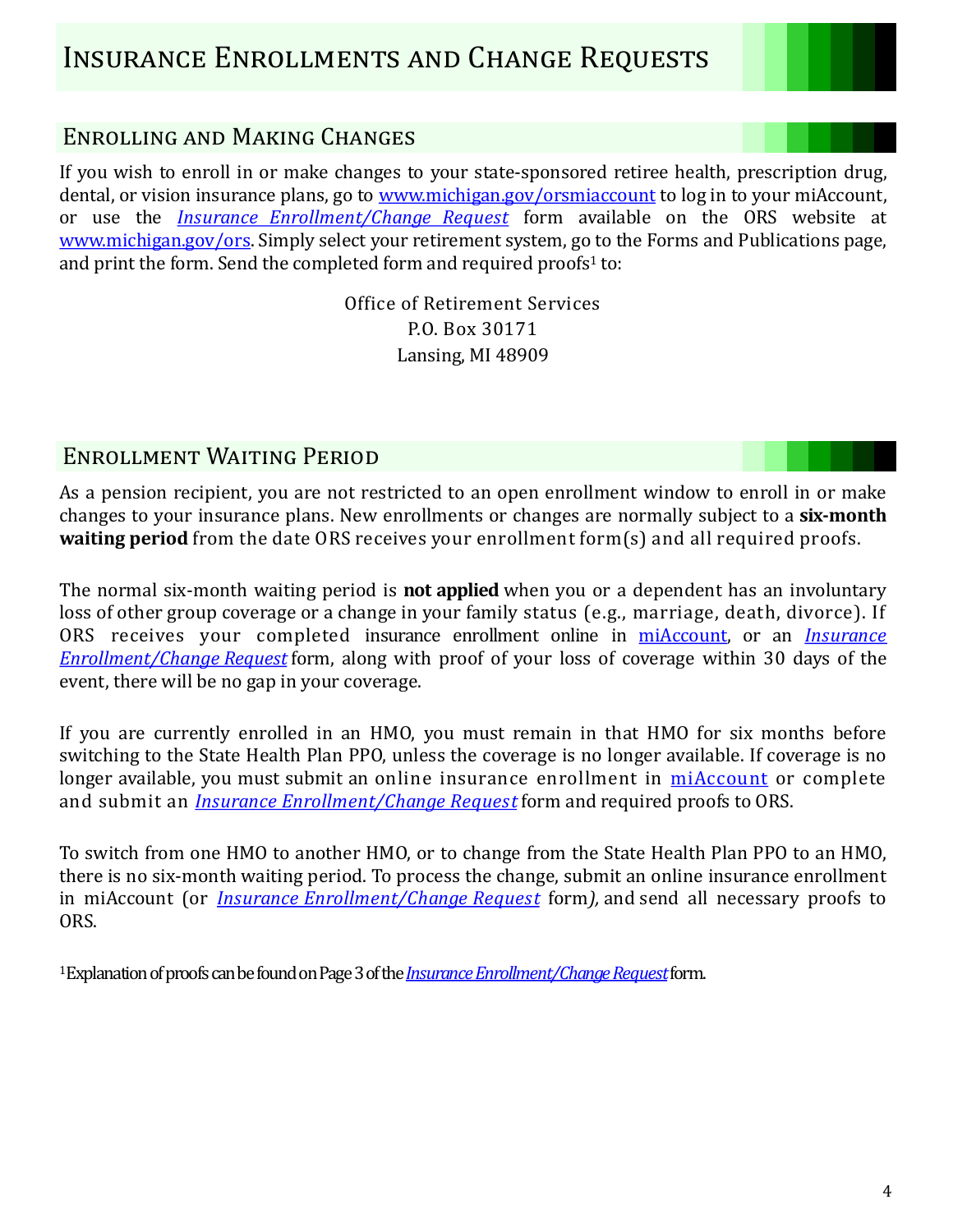# Insurance Enrollments and Change Requests

## Enrolling and Making Changes

If you wish to enroll in or make changes to your state-sponsored retiree health, prescription drug, dental, or vision insurance plans, go to www.michigan.gov/orsmiaccount to log in to your miAccount, or use the *Insurance Enrollment/Change Request* form available on the ORS website at www.michigan.gov/ors. Simply select your retirement system, go to the Forms and Publications page, and print the form. Send the completed form and required proofs[1] to:

Office of Retirement Services  
P.O. Box 30171  
Lansing, MI 48909

## Enrollment Waiting Period

As a pension recipient, you are not restricted to an open enrollment window to enroll in or make changes to your insurance plans. New enrollments or changes are normally subject to a **six-month waiting period** from the date ORS receives your enrollment form(s) and all required proofs.

The normal six-month waiting period is **not applied** when you or a dependent has an involuntary loss of other group coverage or a change in your family status (e.g., marriage, death, divorce). If ORS receives your completed insurance enrollment online in miAccount, or an *Insurance Enrollment/Change Request* form, along with proof of your loss of coverage within 30 days of the event, there will be no gap in your coverage.

If you are currently enrolled in an HMO, you must remain in that HMO for six months before switching to the State Health Plan PPO, unless the coverage is no longer available. If coverage is no longer available, you must submit an online insurance enrollment in miAccount or complete and submit an *Insurance Enrollment/Change Request* form and required proofs to ORS.

To switch from one HMO to another HMO, or to change from the State Health Plan PPO to an HMO, there is no six-month waiting period. To process the change, submit an online insurance enrollment in miAccount (or *Insurance Enrollment/Change Request* form), and send all necessary proofs to ORS.

[1] Explanation of proofs can be found on Page 3 of the *Insurance Enrollment/Change Request* form.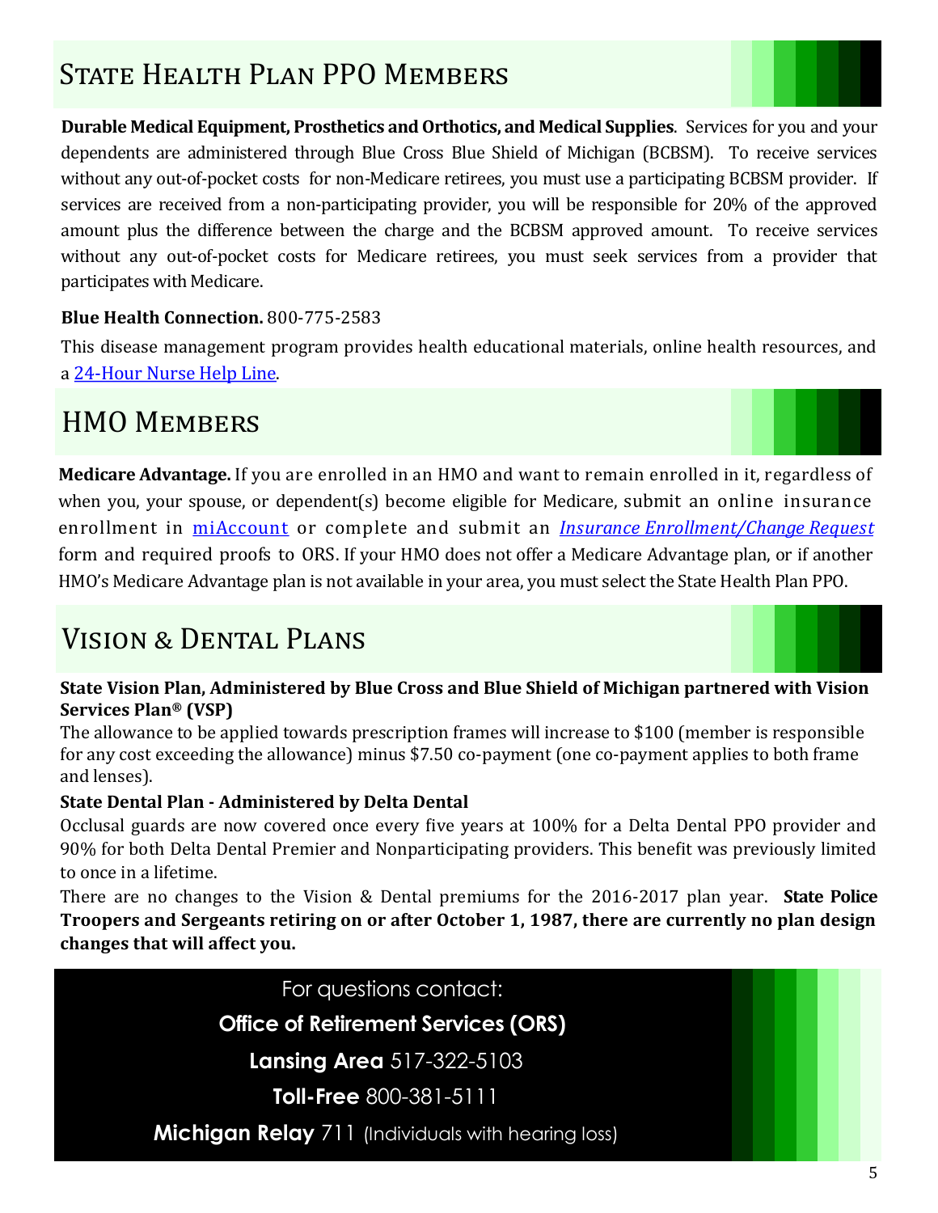## State Health Plan PPO Members

**Durable Medical Equipment, Prosthetics and Orthotics, and Medical Supplies**. Services for you and your dependents are administered through Blue Cross Blue Shield of Michigan (BCBSM). To receive services without any out-of-pocket costs for non-Medicare retirees, you must use a participating BCBSM provider. If services are received from a non-participating provider, you will be responsible for 20% of the approved amount plus the difference between the charge and the BCBSM approved amount. To receive services without any out-of-pocket costs for Medicare retirees, you must seek services from a provider that participates with Medicare.

**Blue Health Connection.** 800-775-2583

This disease management program provides health educational materials, online health resources, and a 24-Hour Nurse Help Line.

## HMO Members

**Medicare Advantage.** If you are enrolled in an HMO and want to remain enrolled in it, regardless of when you, your spouse, or dependent(s) become eligible for Medicare, submit an online insurance enrollment in miAccount or complete and submit an *Insurance Enrollment/Change Request* form and required proofs to ORS. If your HMO does not offer a Medicare Advantage plan, or if another HMO's Medicare Advantage plan is not available in your area, you must select the State Health Plan PPO.

## Vision & Dental Plans

**State Vision Plan, Administered by Blue Cross and Blue Shield of Michigan partnered with Vision Services Plan® (VSP)**

The allowance to be applied towards prescription frames will increase to $100 (member is responsible for any cost exceeding the allowance) minus $7.50 co-payment (one co-payment applies to both frame and lenses).

**State Dental Plan - Administered by Delta Dental**

Occlusal guards are now covered once every five years at 100% for a Delta Dental PPO provider and 90% for both Delta Dental Premier and Nonparticipating providers. This benefit was previously limited to once in a lifetime.

There are no changes to the Vision & Dental premiums for the 2016-2017 plan year. **State Police Troopers and Sergeants retiring on or after October 1, 1987, there are currently no plan design changes that will affect you.**

For questions contact:

**Office of Retirement Services (ORS)**

**Lansing Area** 517-322-5103

**Toll-Free** 800-381-5111

**Michigan Relay** 711 (Individuals with hearing loss)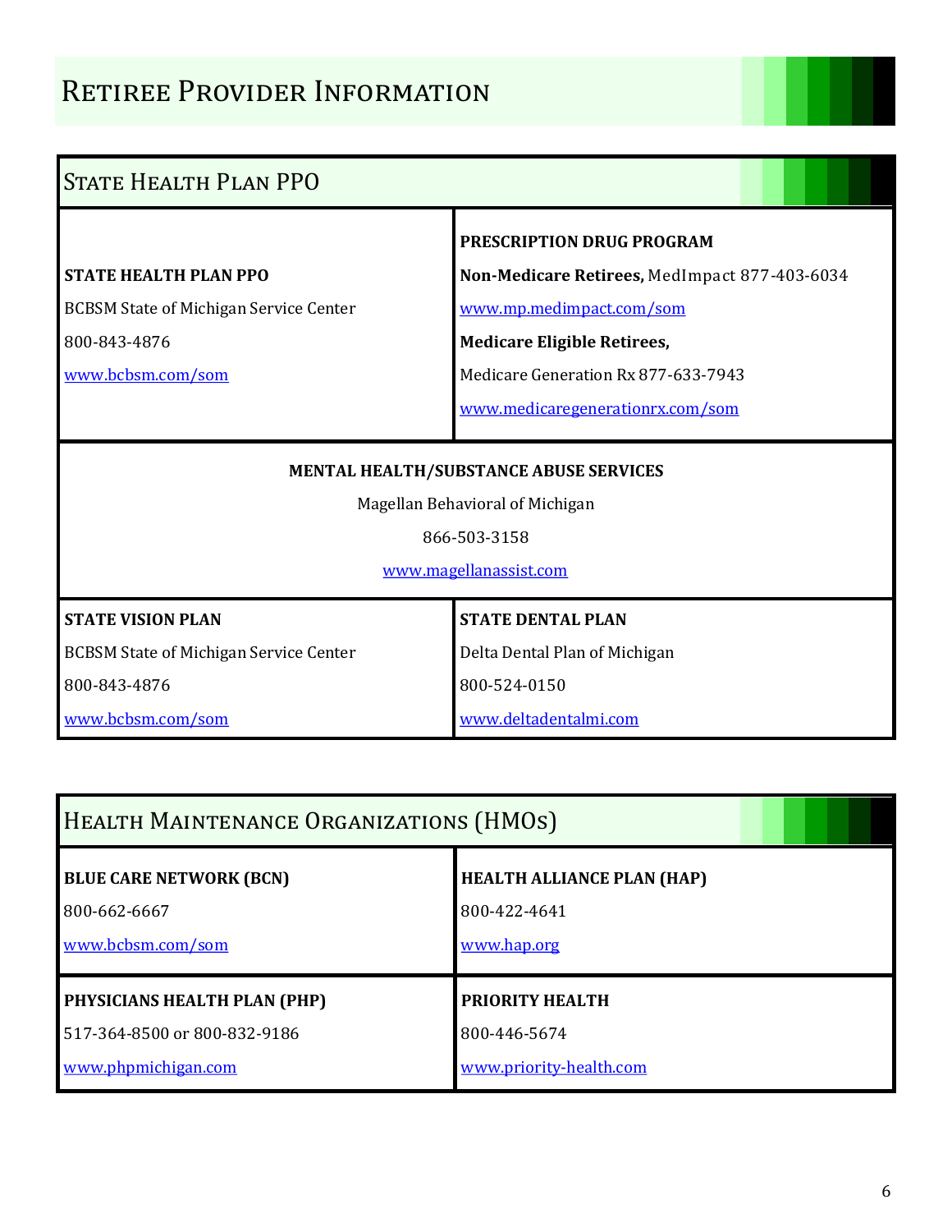# Retiree Provider Information

## State Health Plan PPO

**STATE HEALTH PLAN PPO**

BCBSM State of Michigan Service Center

800-843-4876

www.bcbsm.com/som

**PRESCRIPTION DRUG PROGRAM**

**Non-Medicare Retirees,** MedImpact 877-403-6034

www.mp.medimpact.com/som

**Medicare Eligible Retirees,**

Medicare Generation Rx 877-633-7943

www.medicaregenerationrx.com/som

**MENTAL HEALTH/SUBSTANCE ABUSE SERVICES**

Magellan Behavioral of Michigan

866-503-3158

www.magellanassist.com

**STATE VISION PLAN**

BCBSM State of Michigan Service Center

800-843-4876

www.bcbsm.com/som

**STATE DENTAL PLAN**

Delta Dental Plan of Michigan

800-524-0150

www.deltadentalmi.com

## Health Maintenance Organizations (HMOs)

**BLUE CARE NETWORK (BCN)**

800-662-6667

www.bcbsm.com/som

**HEALTH ALLIANCE PLAN (HAP)**

800-422-4641

www.hap.org

**PHYSICIANS HEALTH PLAN (PHP)**

517-364-8500 or 800-832-9186

www.phpmichigan.com

**PRIORITY HEALTH**

800-446-5674

www.priority-health.com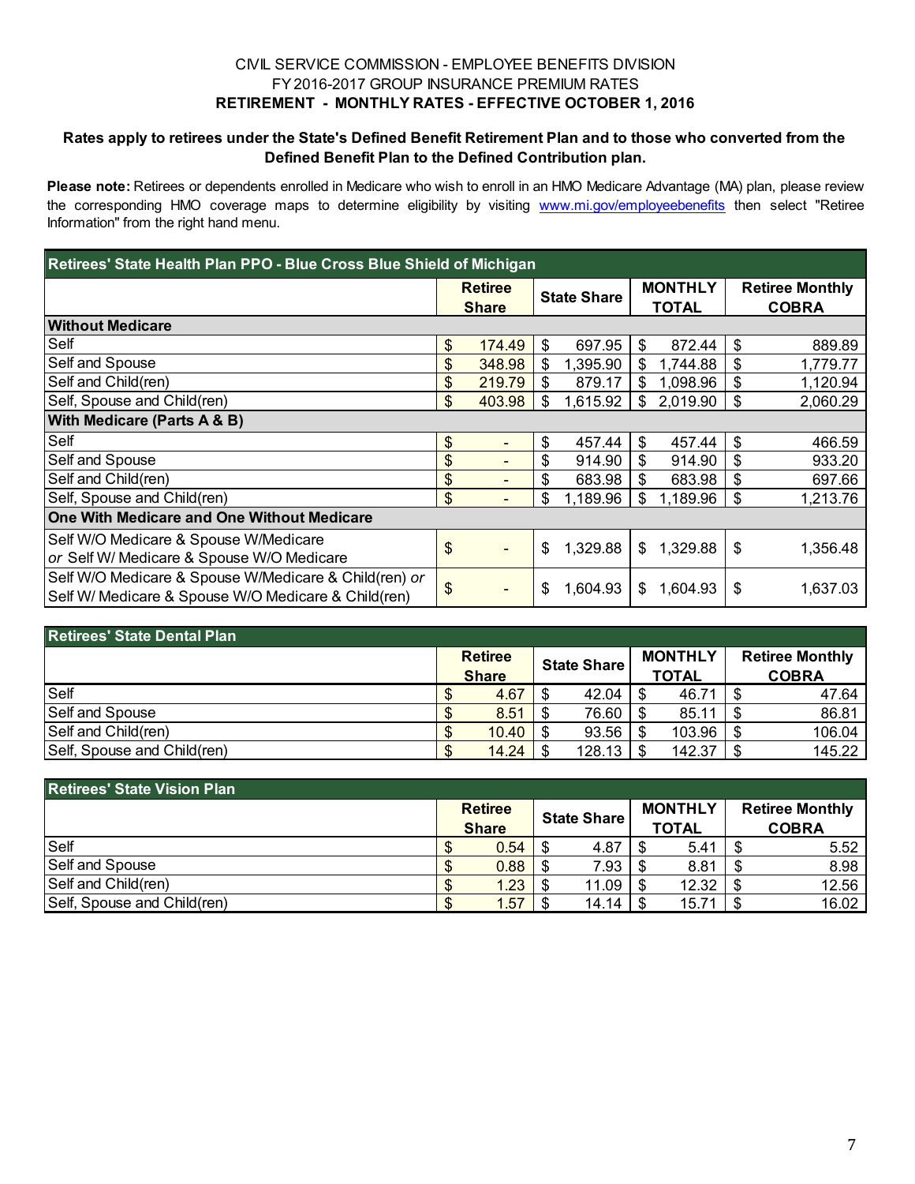CIVIL SERVICE COMMISSION - EMPLOYEE BENEFITS DIVISION
FY 2016-2017 GROUP INSURANCE PREMIUM RATES
**RETIREMENT - MONTHLY RATES - EFFECTIVE OCTOBER 1, 2016**

**Rates apply to retirees under the State's Defined Benefit Retirement Plan and to those who converted from the Defined Benefit Plan to the Defined Contribution plan.**

**Please note:** Retirees or dependents enrolled in Medicare who wish to enroll in an HMO Medicare Advantage (MA) plan, please review the corresponding HMO coverage maps to determine eligibility by visiting www.mi.gov/employeebenefits then select "Retiree Information" from the right hand menu.

| Retirees' State Health Plan PPO - Blue Cross Blue Shield of Michigan | Retiree Share | State Share | MONTHLY TOTAL | Retiree Monthly COBRA |
|---|---|---|---|---|
| **Without Medicare** | | | | |
| Self | $ 174.49 | $ 697.95 | $ 872.44 | $ 889.89 |
| Self and Spouse | $ 348.98 | $ 1,395.90 | $ 1,744.88 | $ 1,779.77 |
| Self and Child(ren) | $ 219.79 | $ 879.17 | $ 1,098.96 | $ 1,120.94 |
| Self, Spouse and Child(ren) | $ 403.98 | $ 1,615.92 | $ 2,019.90 | $ 2,060.29 |
| **With Medicare (Parts A & B)** | | | | |
| Self | $ - | $ 457.44 | $ 457.44 | $ 466.59 |
| Self and Spouse | $ - | $ 914.90 | $ 914.90 | $ 933.20 |
| Self and Child(ren) | $ - | $ 683.98 | $ 683.98 | $ 697.66 |
| Self, Spouse and Child(ren) | $ - | $ 1,189.96 | $ 1,189.96 | $ 1,213.76 |
| **One With Medicare and One Without Medicare** | | | | |
| Self W/O Medicare & Spouse W/Medicare *or* Self W/ Medicare & Spouse W/O Medicare | $ - | $ 1,329.88 | $ 1,329.88 | $ 1,356.48 |
| Self W/O Medicare & Spouse W/Medicare & Child(ren) *or* Self W/ Medicare & Spouse W/O Medicare & Child(ren) | $ - | $ 1,604.93 | $ 1,604.93 | $ 1,637.03 |

| Retirees' State Dental Plan | Retiree Share | State Share | MONTHLY TOTAL | Retiree Monthly COBRA |
|---|---|---|---|---|
| Self | $ 4.67 | $ 42.04 | $ 46.71 | $ 47.64 |
| Self and Spouse | $ 8.51 | $ 76.60 | $ 85.11 | $ 86.81 |
| Self and Child(ren) | $ 10.40 | $ 93.56 | $ 103.96 | $ 106.04 |
| Self, Spouse and Child(ren) | $ 14.24 | $ 128.13 | $ 142.37 | $ 145.22 |

| Retirees' State Vision Plan | Retiree Share | State Share | MONTHLY TOTAL | Retiree Monthly COBRA |
|---|---|---|---|---|
| Self | $ 0.54 | $ 4.87 | $ 5.41 | $ 5.52 |
| Self and Spouse | $ 0.88 | $ 7.93 | $ 8.81 | $ 8.98 |
| Self and Child(ren) | $ 1.23 | $ 11.09 | $ 12.32 | $ 12.56 |
| Self, Spouse and Child(ren) | $ 1.57 | $ 14.14 | $ 15.71 | $ 16.02 |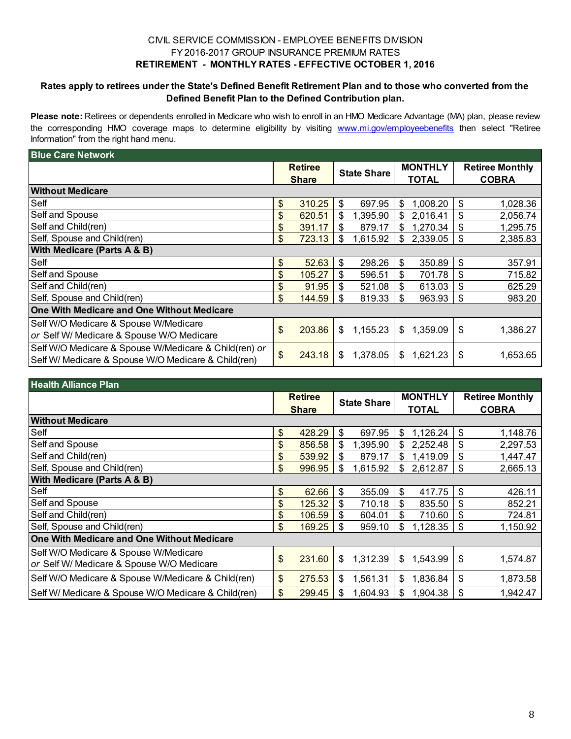CIVIL SERVICE COMMISSION - EMPLOYEE BENEFITS DIVISION
FY 2016-2017 GROUP INSURANCE PREMIUM RATES

**RETIREMENT - MONTHLY RATES - EFFECTIVE OCTOBER 1, 2016**

**Rates apply to retirees under the State's Defined Benefit Retirement Plan and to those who converted from the Defined Benefit Plan to the Defined Contribution plan.**

**Please note:** Retirees or dependents enrolled in Medicare who wish to enroll in an HMO Medicare Advantage (MA) plan, please review the corresponding HMO coverage maps to determine eligibility by visiting www.mi.gov/employeebenefits then select "Retiree Information" from the right hand menu.

| Blue Care Network | Retiree Share | State Share | MONTHLY TOTAL | Retiree Monthly COBRA |
|---|---|---|---|---|
| **Without Medicare** | | | | |
| Self | $ 310.25 | $ 697.95 | $ 1,008.20 | $ 1,028.36 |
| Self and Spouse | $ 620.51 | $ 1,395.90 | $ 2,016.41 | $ 2,056.74 |
| Self and Child(ren) | $ 391.17 | $ 879.17 | $ 1,270.34 | $ 1,295.75 |
| Self, Spouse and Child(ren) | $ 723.13 | $ 1,615.92 | $ 2,339.05 | $ 2,385.83 |
| **With Medicare (Parts A & B)** | | | | |
| Self | $ 52.63 | $ 298.26 | $ 350.89 | $ 357.91 |
| Self and Spouse | $ 105.27 | $ 596.51 | $ 701.78 | $ 715.82 |
| Self and Child(ren) | $ 91.95 | $ 521.08 | $ 613.03 | $ 625.29 |
| Self, Spouse and Child(ren) | $ 144.59 | $ 819.33 | $ 963.93 | $ 983.20 |
| **One With Medicare and One Without Medicare** | | | | |
| Self W/O Medicare & Spouse W/Medicare *or* Self W/ Medicare & Spouse W/O Medicare | $ 203.86 | $ 1,155.23 | $ 1,359.09 | $ 1,386.27 |
| Self W/O Medicare & Spouse W/Medicare & Child(ren) *or* Self W/ Medicare & Spouse W/O Medicare & Child(ren) | $ 243.18 | $ 1,378.05 | $ 1,621.23 | $ 1,653.65 |

| Health Alliance Plan | Retiree Share | State Share | MONTHLY TOTAL | Retiree Monthly COBRA |
|---|---|---|---|---|
| **Without Medicare** | | | | |
| Self | $ 428.29 | $ 697.95 | $ 1,126.24 | $ 1,148.76 |
| Self and Spouse | $ 856.58 | $ 1,395.90 | $ 2,252.48 | $ 2,297.53 |
| Self and Child(ren) | $ 539.92 | $ 879.17 | $ 1,419.09 | $ 1,447.47 |
| Self, Spouse and Child(ren) | $ 996.95 | $ 1,615.92 | $ 2,612.87 | $ 2,665.13 |
| **With Medicare (Parts A & B)** | | | | |
| Self | $ 62.66 | $ 355.09 | $ 417.75 | $ 426.11 |
| Self and Spouse | $ 125.32 | $ 710.18 | $ 835.50 | $ 852.21 |
| Self and Child(ren) | $ 106.59 | $ 604.01 | $ 710.60 | $ 724.81 |
| Self, Spouse and Child(ren) | $ 169.25 | $ 959.10 | $ 1,128.35 | $ 1,150.92 |
| **One With Medicare and One Without Medicare** | | | | |
| Self W/O Medicare & Spouse W/Medicare *or* Self W/ Medicare & Spouse W/O Medicare | $ 231.60 | $ 1,312.39 | $ 1,543.99 | $ 1,574.87 |
| Self W/O Medicare & Spouse W/Medicare & Child(ren) | $ 275.53 | $ 1,561.31 | $ 1,836.84 | $ 1,873.58 |
| Self W/ Medicare & Spouse W/O Medicare & Child(ren) | $ 299.45 | $ 1,604.93 | $ 1,904.38 | $ 1,942.47 |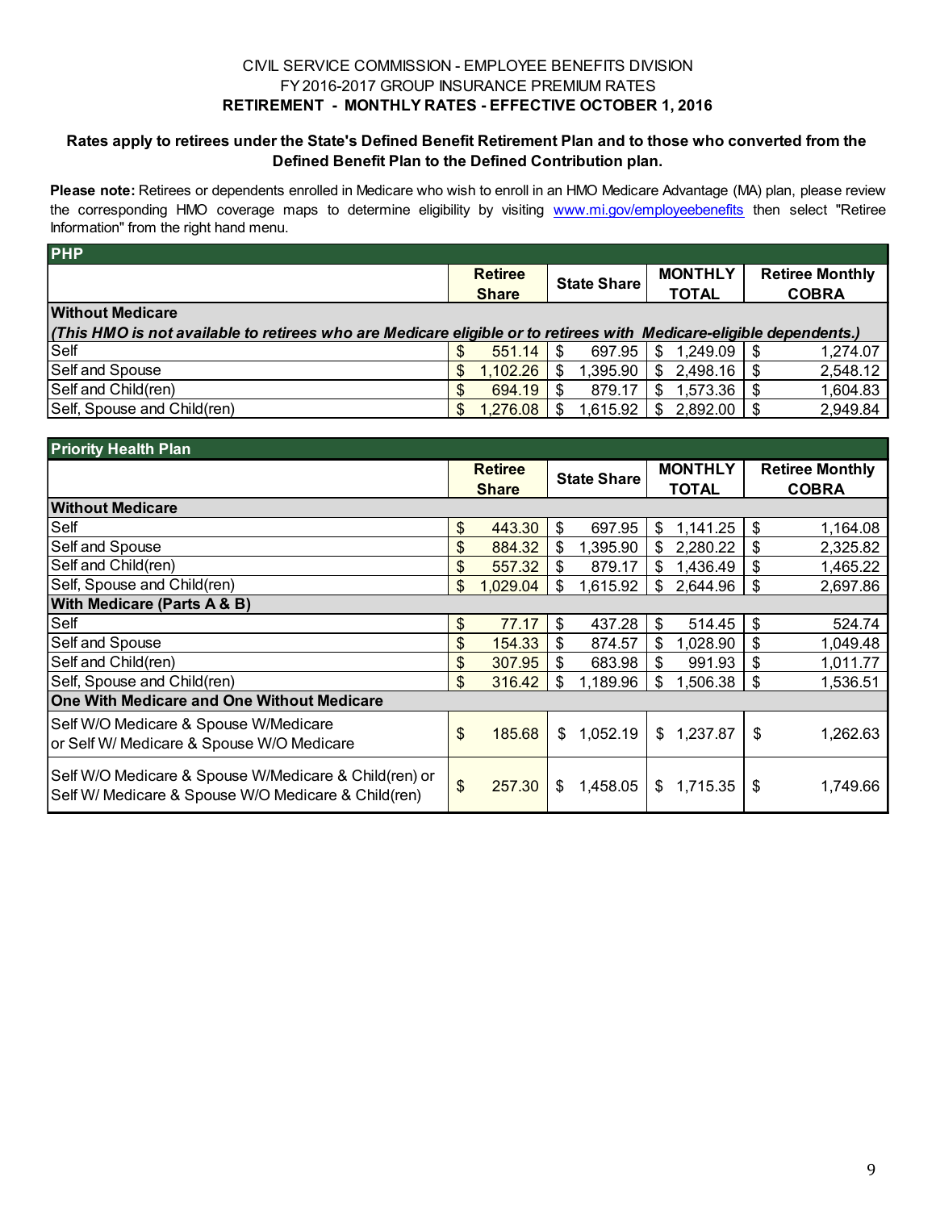CIVIL SERVICE COMMISSION - EMPLOYEE BENEFITS DIVISION
FY 2016-2017 GROUP INSURANCE PREMIUM RATES
**RETIREMENT - MONTHLY RATES - EFFECTIVE OCTOBER 1, 2016**

**Rates apply to retirees under the State's Defined Benefit Retirement Plan and to those who converted from the Defined Benefit Plan to the Defined Contribution plan.**

**Please note:** Retirees or dependents enrolled in Medicare who wish to enroll in an HMO Medicare Advantage (MA) plan, please review the corresponding HMO coverage maps to determine eligibility by visiting www.mi.gov/employeebenefits then select "Retiree Information" from the right hand menu.

| PHP | Retiree Share | State Share | MONTHLY TOTAL | Retiree Monthly COBRA |
|---|---|---|---|---|
| **Without Medicare** | | | | |
| ***(This HMO is not available to retirees who are Medicare eligible or to retirees with Medicare-eligible dependents.)*** | | | | |
| Self | $ 551.14 | $ 697.95 | $ 1,249.09 | $ 1,274.07 |
| Self and Spouse | $ 1,102.26 | $ 1,395.90 | $ 2,498.16 | $ 2,548.12 |
| Self and Child(ren) | $ 694.19 | $ 879.17 | $ 1,573.36 | $ 1,604.83 |
| Self, Spouse and Child(ren) | $ 1,276.08 | $ 1,615.92 | $ 2,892.00 | $ 2,949.84 |

| Priority Health Plan | Retiree Share | State Share | MONTHLY TOTAL | Retiree Monthly COBRA |
|---|---|---|---|---|
| **Without Medicare** | | | | |
| Self | $ 443.30 | $ 697.95 | $ 1,141.25 | $ 1,164.08 |
| Self and Spouse | $ 884.32 | $ 1,395.90 | $ 2,280.22 | $ 2,325.82 |
| Self and Child(ren) | $ 557.32 | $ 879.17 | $ 1,436.49 | $ 1,465.22 |
| Self, Spouse and Child(ren) | $ 1,029.04 | $ 1,615.92 | $ 2,644.96 | $ 2,697.86 |
| **With Medicare (Parts A & B)** | | | | |
| Self | $ 77.17 | $ 437.28 | $ 514.45 | $ 524.74 |
| Self and Spouse | $ 154.33 | $ 874.57 | $ 1,028.90 | $ 1,049.48 |
| Self and Child(ren) | $ 307.95 | $ 683.98 | $ 991.93 | $ 1,011.77 |
| Self, Spouse and Child(ren) | $ 316.42 | $ 1,189.96 | $ 1,506.38 | $ 1,536.51 |
| **One With Medicare and One Without Medicare** | | | | |
| Self W/O Medicare & Spouse W/Medicare or Self W/ Medicare & Spouse W/O Medicare | $ 185.68 | $ 1,052.19 | $ 1,237.87 | $ 1,262.63 |
| Self W/O Medicare & Spouse W/Medicare & Child(ren) or Self W/ Medicare & Spouse W/O Medicare & Child(ren) | $ 257.30 | $ 1,458.05 | $ 1,715.35 | $ 1,749.66 |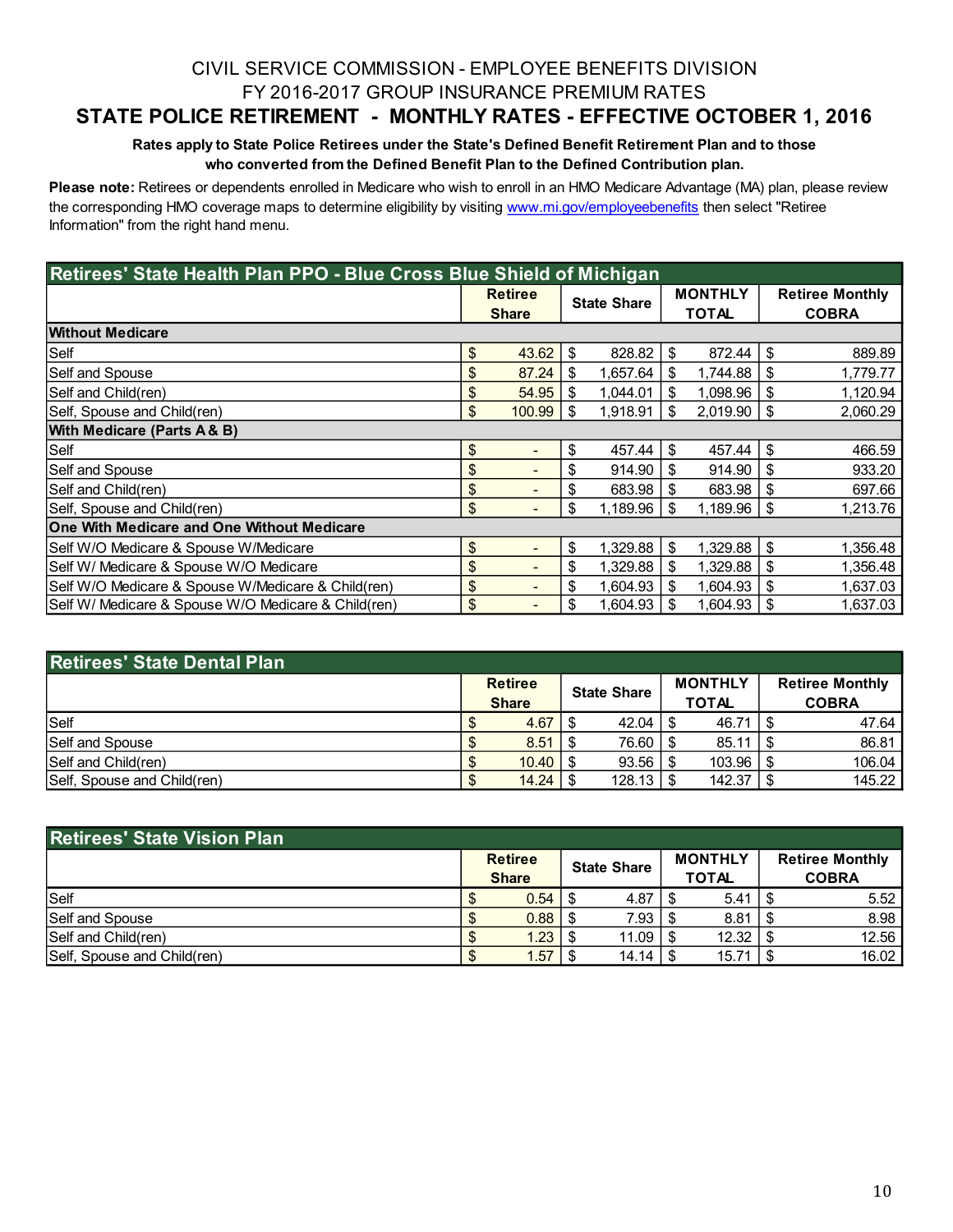CIVIL SERVICE COMMISSION - EMPLOYEE BENEFITS DIVISION

FY 2016-2017 GROUP INSURANCE PREMIUM RATES

# STATE POLICE RETIREMENT - MONTHLY RATES - EFFECTIVE OCTOBER 1, 2016

**Rates apply to State Police Retirees under the State's Defined Benefit Retirement Plan and to those who converted from the Defined Benefit Plan to the Defined Contribution plan.**

**Please note:** Retirees or dependents enrolled in Medicare who wish to enroll in an HMO Medicare Advantage (MA) plan, please review the corresponding HMO coverage maps to determine eligibility by visiting www.mi.gov/employeebenefits then select "Retiree Information" from the right hand menu.

| Retirees' State Health Plan PPO - Blue Cross Blue Shield of Michigan | Retiree Share | State Share | MONTHLY TOTAL | Retiree Monthly COBRA |
|---|---|---|---|---|
| **Without Medicare** | | | | |
| Self | $ 43.62 | $ 828.82 | $ 872.44 | $ 889.89 |
| Self and Spouse | $ 87.24 | $ 1,657.64 | $ 1,744.88 | $ 1,779.77 |
| Self and Child(ren) | $ 54.95 | $ 1,044.01 | $ 1,098.96 | $ 1,120.94 |
| Self, Spouse and Child(ren) | $ 100.99 | $ 1,918.91 | $ 2,019.90 | $ 2,060.29 |
| **With Medicare (Parts A & B)** | | | | |
| Self | $ - | $ 457.44 | $ 457.44 | $ 466.59 |
| Self and Spouse | $ - | $ 914.90 | $ 914.90 | $ 933.20 |
| Self and Child(ren) | $ - | $ 683.98 | $ 683.98 | $ 697.66 |
| Self, Spouse and Child(ren) | $ - | $ 1,189.96 | $ 1,189.96 | $ 1,213.76 |
| **One With Medicare and One Without Medicare** | | | | |
| Self W/O Medicare & Spouse W/Medicare | $ - | $ 1,329.88 | $ 1,329.88 | $ 1,356.48 |
| Self W/ Medicare & Spouse W/O Medicare | $ - | $ 1,329.88 | $ 1,329.88 | $ 1,356.48 |
| Self W/O Medicare & Spouse W/Medicare & Child(ren) | $ - | $ 1,604.93 | $ 1,604.93 | $ 1,637.03 |
| Self W/ Medicare & Spouse W/O Medicare & Child(ren) | $ - | $ 1,604.93 | $ 1,604.93 | $ 1,637.03 |

| Retirees' State Dental Plan | Retiree Share | State Share | MONTHLY TOTAL | Retiree Monthly COBRA |
|---|---|---|---|---|
| Self | $ 4.67 | $ 42.04 | $ 46.71 | $ 47.64 |
| Self and Spouse | $ 8.51 | $ 76.60 | $ 85.11 | $ 86.81 |
| Self and Child(ren) | $ 10.40 | $ 93.56 | $ 103.96 | $ 106.04 |
| Self, Spouse and Child(ren) | $ 14.24 | $ 128.13 | $ 142.37 | $ 145.22 |

| Retirees' State Vision Plan | Retiree Share | State Share | MONTHLY TOTAL | Retiree Monthly COBRA |
|---|---|---|---|---|
| Self | $ 0.54 | $ 4.87 | $ 5.41 | $ 5.52 |
| Self and Spouse | $ 0.88 | $ 7.93 | $ 8.81 | $ 8.98 |
| Self and Child(ren) | $ 1.23 | $ 11.09 | $ 12.32 | $ 12.56 |
| Self, Spouse and Child(ren) | $ 1.57 | $ 14.14 | $ 15.71 | $ 16.02 |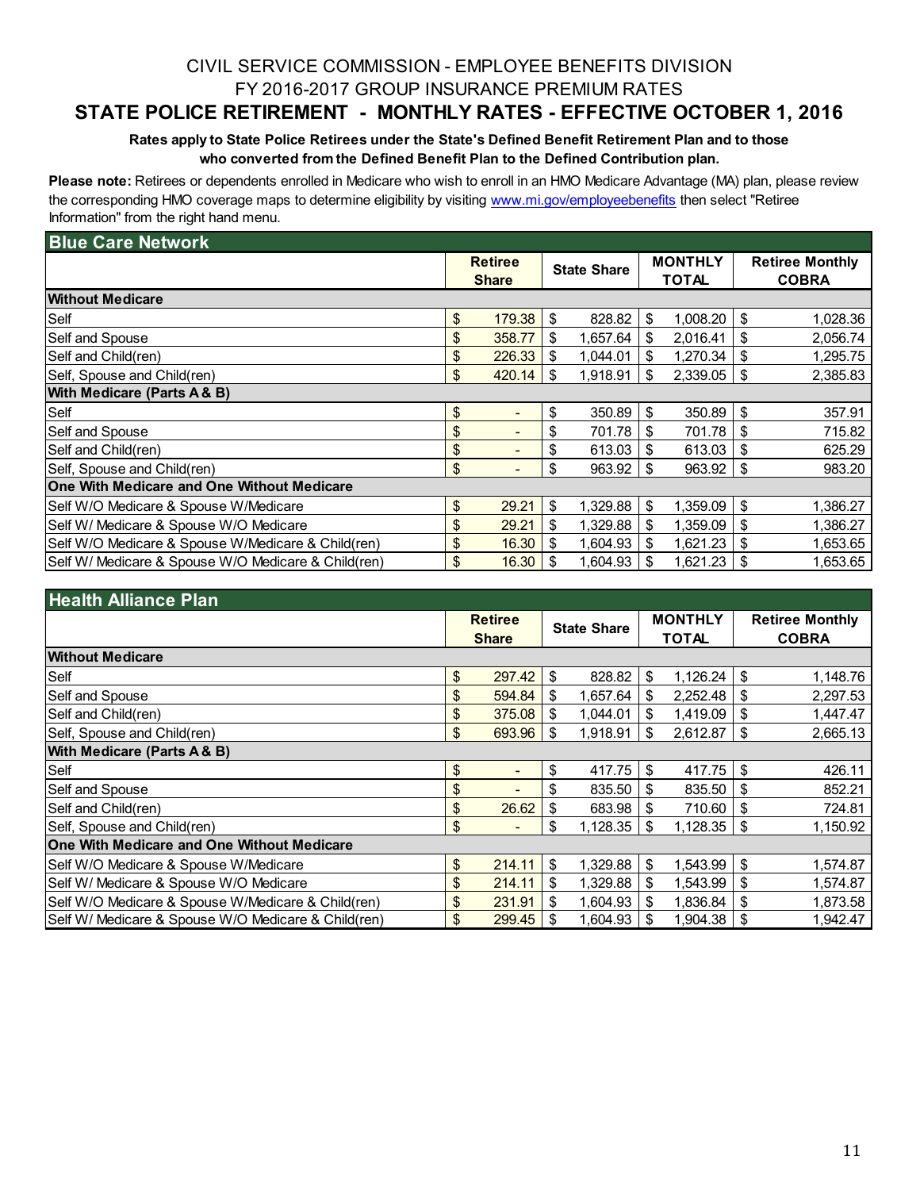# CIVIL SERVICE COMMISSION - EMPLOYEE BENEFITS DIVISION

## FY 2016-2017 GROUP INSURANCE PREMIUM RATES

## STATE POLICE RETIREMENT - MONTHLY RATES - EFFECTIVE OCTOBER 1, 2016

**Rates apply to State Police Retirees under the State's Defined Benefit Retirement Plan and to those who converted from the Defined Benefit Plan to the Defined Contribution plan.**

**Please note:** Retirees or dependents enrolled in Medicare who wish to enroll in an HMO Medicare Advantage (MA) plan, please review the corresponding HMO coverage maps to determine eligibility by visiting www.mi.gov/employeebenefits then select "Retiree Information" from the right hand menu.

### Blue Care Network

| | Retiree Share | State Share | MONTHLY TOTAL | Retiree Monthly COBRA |
|---|---|---|---|---|
| **Without Medicare** | | | | |
| Self | $ 179.38 | $ 828.82 | $ 1,008.20 | $ 1,028.36 |
| Self and Spouse | $ 358.77 | $ 1,657.64 | $ 2,016.41 | $ 2,056.74 |
| Self and Child(ren) | $ 226.33 | $ 1,044.01 | $ 1,270.34 | $ 1,295.75 |
| Self, Spouse and Child(ren) | $ 420.14 | $ 1,918.91 | $ 2,339.05 | $ 2,385.83 |
| **With Medicare (Parts A & B)** | | | | |
| Self | $ - | $ 350.89 | $ 350.89 | $ 357.91 |
| Self and Spouse | $ - | $ 701.78 | $ 701.78 | $ 715.82 |
| Self and Child(ren) | $ - | $ 613.03 | $ 613.03 | $ 625.29 |
| Self, Spouse and Child(ren) | $ - | $ 963.92 | $ 963.92 | $ 983.20 |
| **One With Medicare and One Without Medicare** | | | | |
| Self W/O Medicare & Spouse W/Medicare | $ 29.21 | $ 1,329.88 | $ 1,359.09 | $ 1,386.27 |
| Self W/ Medicare & Spouse W/O Medicare | $ 29.21 | $ 1,329.88 | $ 1,359.09 | $ 1,386.27 |
| Self W/O Medicare & Spouse W/Medicare & Child(ren) | $ 16.30 | $ 1,604.93 | $ 1,621.23 | $ 1,653.65 |
| Self W/ Medicare & Spouse W/O Medicare & Child(ren) | $ 16.30 | $ 1,604.93 | $ 1,621.23 | $ 1,653.65 |

### Health Alliance Plan

| | Retiree Share | State Share | MONTHLY TOTAL | Retiree Monthly COBRA |
|---|---|---|---|---|
| **Without Medicare** | | | | |
| Self | $ 297.42 | $ 828.82 | $ 1,126.24 | $ 1,148.76 |
| Self and Spouse | $ 594.84 | $ 1,657.64 | $ 2,252.48 | $ 2,297.53 |
| Self and Child(ren) | $ 375.08 | $ 1,044.01 | $ 1,419.09 | $ 1,447.47 |
| Self, Spouse and Child(ren) | $ 693.96 | $ 1,918.91 | $ 2,612.87 | $ 2,665.13 |
| **With Medicare (Parts A & B)** | | | | |
| Self | $ - | $ 417.75 | $ 417.75 | $ 426.11 |
| Self and Spouse | $ - | $ 835.50 | $ 835.50 | $ 852.21 |
| Self and Child(ren) | $ 26.62 | $ 683.98 | $ 710.60 | $ 724.81 |
| Self, Spouse and Child(ren) | $ - | $ 1,128.35 | $ 1,128.35 | $ 1,150.92 |
| **One With Medicare and One Without Medicare** | | | | |
| Self W/O Medicare & Spouse W/Medicare | $ 214.11 | $ 1,329.88 | $ 1,543.99 | $ 1,574.87 |
| Self W/ Medicare & Spouse W/O Medicare | $ 214.11 | $ 1,329.88 | $ 1,543.99 | $ 1,574.87 |
| Self W/O Medicare & Spouse W/Medicare & Child(ren) | $ 231.91 | $ 1,604.93 | $ 1,836.84 | $ 1,873.58 |
| Self W/ Medicare & Spouse W/O Medicare & Child(ren) | $ 299.45 | $ 1,604.93 | $ 1,904.38 | $ 1,942.47 |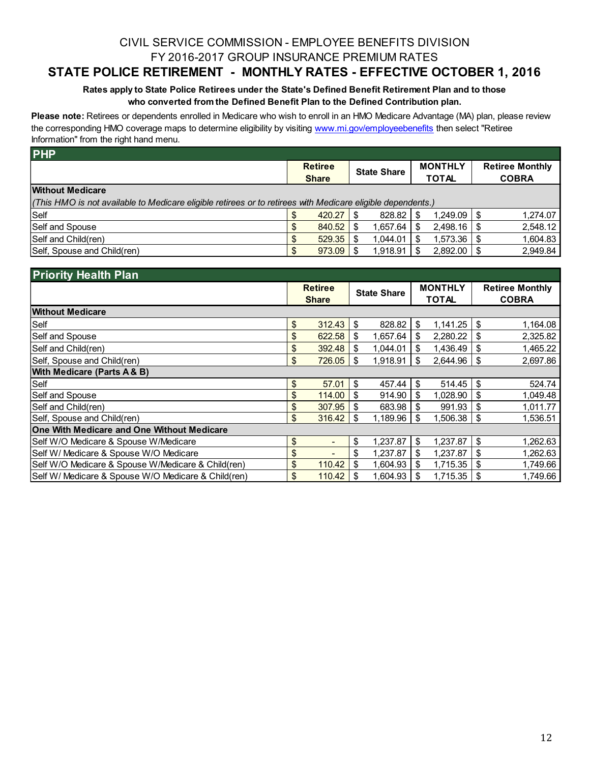CIVIL SERVICE COMMISSION - EMPLOYEE BENEFITS DIVISION

FY 2016-2017 GROUP INSURANCE PREMIUM RATES

# STATE POLICE RETIREMENT - MONTHLY RATES - EFFECTIVE OCTOBER 1, 2016

**Rates apply to State Police Retirees under the State's Defined Benefit Retirement Plan and to those who converted from the Defined Benefit Plan to the Defined Contribution plan.**

**Please note:** Retirees or dependents enrolled in Medicare who wish to enroll in an HMO Medicare Advantage (MA) plan, please review the corresponding HMO coverage maps to determine eligibility by visiting www.mi.gov/employeebenefits then select "Retiree Information" from the right hand menu.

## PHP

| | Retiree Share | State Share | MONTHLY TOTAL | Retiree Monthly COBRA |
|---|---|---|---|---|
| **Without Medicare** | | | | |
| *(This HMO is not available to Medicare eligible retirees or to retirees with Medicare eligible dependents.)* | | | | |
| Self | $ 420.27 | $ 828.82 | $ 1,249.09 | $ 1,274.07 |
| Self and Spouse | $ 840.52 | $ 1,657.64 | $ 2,498.16 | $ 2,548.12 |
| Self and Child(ren) | $ 529.35 | $ 1,044.01 | $ 1,573.36 | $ 1,604.83 |
| Self, Spouse and Child(ren) | $ 973.09 | $ 1,918.91 | $ 2,892.00 | $ 2,949.84 |

## Priority Health Plan

| | Retiree Share | State Share | MONTHLY TOTAL | Retiree Monthly COBRA |
|---|---|---|---|---|
| **Without Medicare** | | | | |
| Self | $ 312.43 | $ 828.82 | $ 1,141.25 | $ 1,164.08 |
| Self and Spouse | $ 622.58 | $ 1,657.64 | $ 2,280.22 | $ 2,325.82 |
| Self and Child(ren) | $ 392.48 | $ 1,044.01 | $ 1,436.49 | $ 1,465.22 |
| Self, Spouse and Child(ren) | $ 726.05 | $ 1,918.91 | $ 2,644.96 | $ 2,697.86 |
| **With Medicare (Parts A & B)** | | | | |
| Self | $ 57.01 | $ 457.44 | $ 514.45 | $ 524.74 |
| Self and Spouse | $ 114.00 | $ 914.90 | $ 1,028.90 | $ 1,049.48 |
| Self and Child(ren) | $ 307.95 | $ 683.98 | $ 991.93 | $ 1,011.77 |
| Self, Spouse and Child(ren) | $ 316.42 | $ 1,189.96 | $ 1,506.38 | $ 1,536.51 |
| **One With Medicare and One Without Medicare** | | | | |
| Self W/O Medicare & Spouse W/Medicare | $ - | $ 1,237.87 | $ 1,237.87 | $ 1,262.63 |
| Self W/ Medicare & Spouse W/O Medicare | $ - | $ 1,237.87 | $ 1,237.87 | $ 1,262.63 |
| Self W/O Medicare & Spouse W/Medicare & Child(ren) | $ 110.42 | $ 1,604.93 | $ 1,715.35 | $ 1,749.66 |
| Self W/ Medicare & Spouse W/O Medicare & Child(ren) | $ 110.42 | $ 1,604.93 | $ 1,715.35 | $ 1,749.66 |